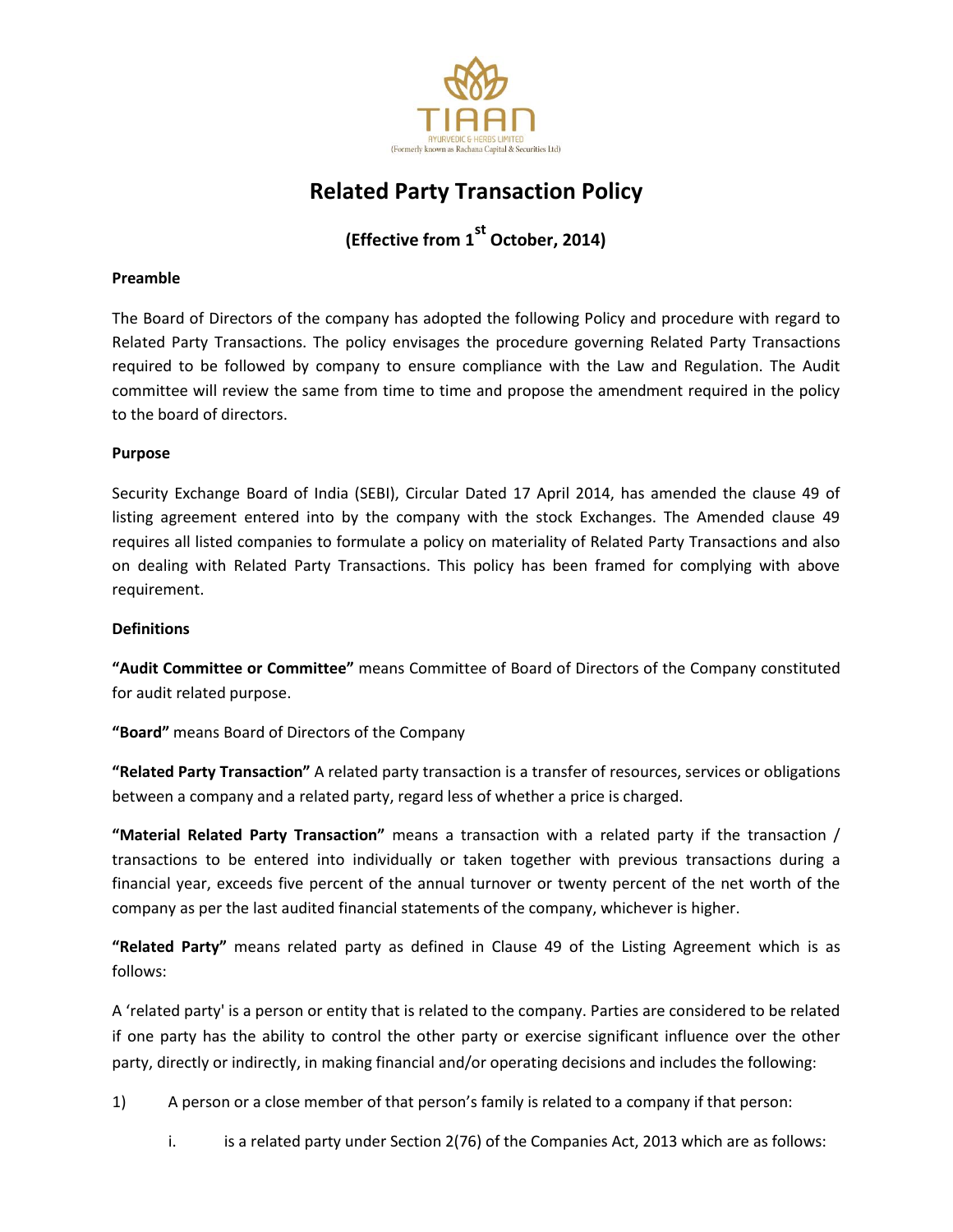TIAAN

AYURVEDIC & HERBS LIMITED

(Formerly known as Rachana Capital & Securities Ltd)

# Related Party Transaction Policy

## (Effective from 1st October, 2014)

**Preamble**

The Board of Directors of the company has adopted the following Policy and procedure with regard to Related Party Transactions. The policy envisages the procedure governing Related Party Transactions required to be followed by company to ensure compliance with the Law and Regulation. The Audit committee will review the same from time to time and propose the amendment required in the policy to the board of directors.

**Purpose**

Security Exchange Board of India (SEBI), Circular Dated 17 April 2014, has amended the clause 49 of listing agreement entered into by the company with the stock Exchanges. The Amended clause 49 requires all listed companies to formulate a policy on materiality of Related Party Transactions and also on dealing with Related Party Transactions. This policy has been framed for complying with above requirement.

**Definitions**

**"Audit Committee or Committee"** means Committee of Board of Directors of the Company constituted for audit related purpose.

**"Board"** means Board of Directors of the Company

**"Related Party Transaction"** A related party transaction is a transfer of resources, services or obligations between a company and a related party, regard less of whether a price is charged.

**"Material Related Party Transaction"** means a transaction with a related party if the transaction / transactions to be entered into individually or taken together with previous transactions during a financial year, exceeds five percent of the annual turnover or twenty percent of the net worth of the company as per the last audited financial statements of the company, whichever is higher.

**"Related Party"** means related party as defined in Clause 49 of the Listing Agreement which is as follows:

A 'related party' is a person or entity that is related to the company. Parties are considered to be related if one party has the ability to control the other party or exercise significant influence over the other party, directly or indirectly, in making financial and/or operating decisions and includes the following:

1) A person or a close member of that person's family is related to a company if that person:

   i. is a related party under Section 2(76) of the Companies Act, 2013 which are as follows: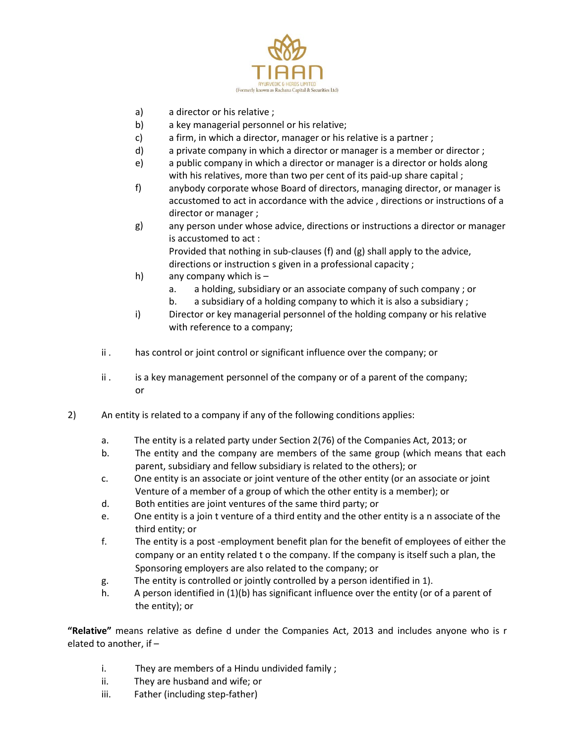a) a director or his relative ;
b) a key managerial personnel or his relative;
c) a firm, in which a director, manager or his relative is a partner ;
d) a private company in which a director or manager is a member or director ;
e) a public company in which a director or manager is a director or holds along with his relatives, more than two per cent of its paid-up share capital ;
f) anybody corporate whose Board of directors, managing director, or manager is accustomed to act in accordance with the advice , directions or instructions of a director or manager ;
g) any person under whose advice, directions or instructions a director or manager is accustomed to act :
   Provided that nothing in sub-clauses (f) and (g) shall apply to the advice, directions or instruction s given in a professional capacity ;
h) any company which is –
   a. a holding, subsidiary or an associate company of such company ; or
   b. a subsidiary of a holding company to which it is also a subsidiary ;
i) Director or key managerial personnel of the holding company or his relative with reference to a company;

ii . has control or joint control or significant influence over the company; or

ii . is a key management personnel of the company or of a parent of the company; or

2) An entity is related to a company if any of the following conditions applies:

a. The entity is a related party under Section 2(76) of the Companies Act, 2013; or
b. The entity and the company are members of the same group (which means that each parent, subsidiary and fellow subsidiary is related to the others); or
c. One entity is an associate or joint venture of the other entity (or an associate or joint Venture of a member of a group of which the other entity is a member); or
d. Both entities are joint ventures of the same third party; or
e. One entity is a join t venture of a third entity and the other entity is a n associate of the third entity; or
f. The entity is a post -employment benefit plan for the benefit of employees of either the company or an entity related t o the company. If the company is itself such a plan, the Sponsoring employers are also related to the company; or
g. The entity is controlled or jointly controlled by a person identified in 1).
h. A person identified in (1)(b) has significant influence over the entity (or of a parent of the entity); or

**"Relative"** means relative as define d under the Companies Act, 2013 and includes anyone who is r elated to another, if –

i. They are members of a Hindu undivided family ;
ii. They are husband and wife; or
iii. Father (including step-father)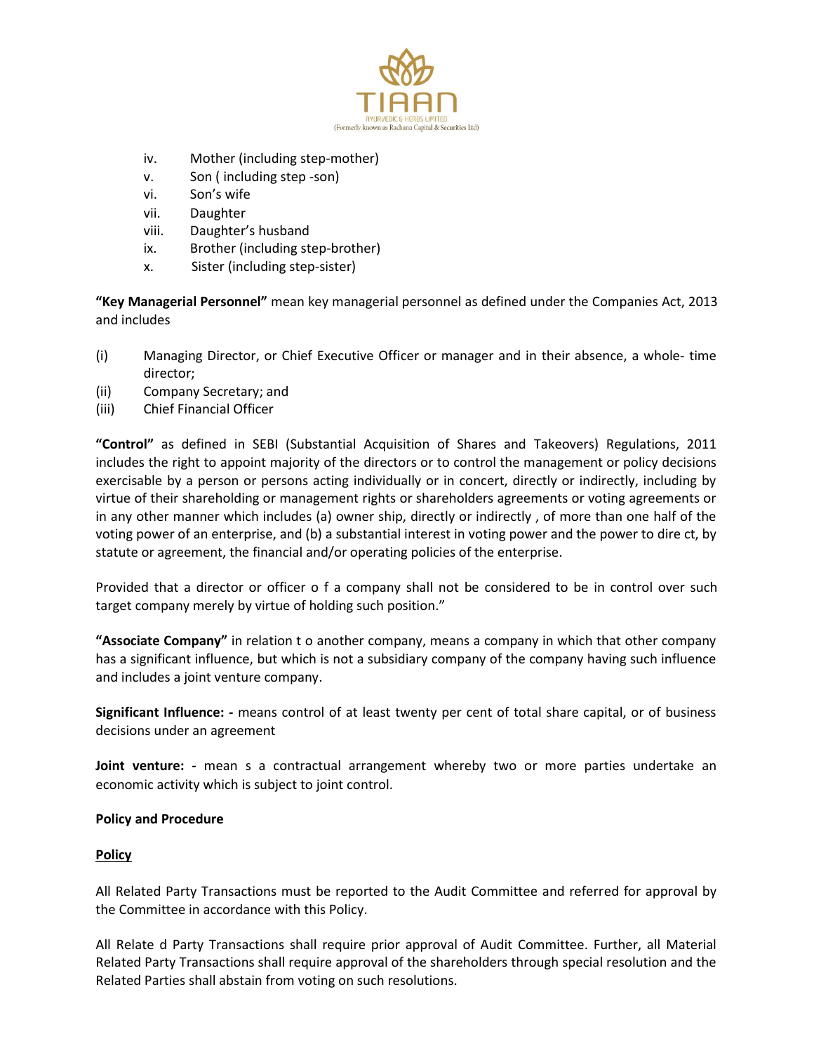iv. Mother (including step-mother)
v. Son ( including step -son)
vi. Son's wife
vii. Daughter
viii. Daughter's husband
ix. Brother (including step-brother)
x. Sister (including step-sister)

**"Key Managerial Personnel"** mean key managerial personnel as defined under the Companies Act, 2013 and includes

(i) Managing Director, or Chief Executive Officer or manager and in their absence, a whole- time director;
(ii) Company Secretary; and
(iii) Chief Financial Officer

**"Control"** as defined in SEBI (Substantial Acquisition of Shares and Takeovers) Regulations, 2011 includes the right to appoint majority of the directors or to control the management or policy decisions exercisable by a person or persons acting individually or in concert, directly or indirectly, including by virtue of their shareholding or management rights or shareholders agreements or voting agreements or in any other manner which includes (a) owner ship, directly or indirectly , of more than one half of the voting power of an enterprise, and (b) a substantial interest in voting power and the power to dire ct, by statute or agreement, the financial and/or operating policies of the enterprise.

Provided that a director or officer o f a company shall not be considered to be in control over such target company merely by virtue of holding such position."

**"Associate Company"** in relation t o another company, means a company in which that other company has a significant influence, but which is not a subsidiary company of the company having such influence and includes a joint venture company.

**Significant Influence: -** means control of at least twenty per cent of total share capital, or of business decisions under an agreement

**Joint venture: -** mean s a contractual arrangement whereby two or more parties undertake an economic activity which is subject to joint control.

**Policy and Procedure**

**Policy**

All Related Party Transactions must be reported to the Audit Committee and referred for approval by the Committee in accordance with this Policy.

All Relate d Party Transactions shall require prior approval of Audit Committee. Further, all Material Related Party Transactions shall require approval of the shareholders through special resolution and the Related Parties shall abstain from voting on such resolutions.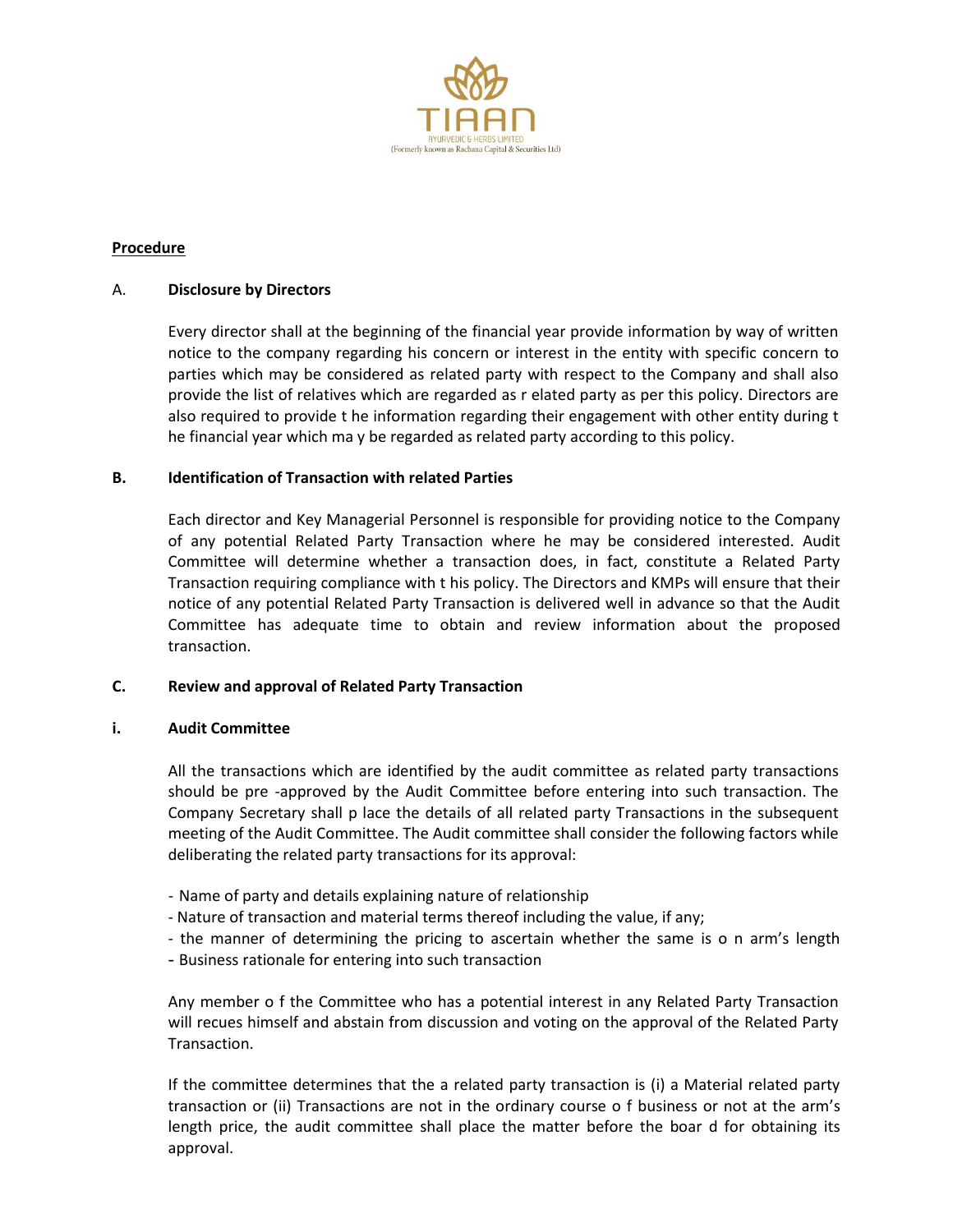**Procedure**

A. **Disclosure by Directors**

Every director shall at the beginning of the financial year provide information by way of written notice to the company regarding his concern or interest in the entity with specific concern to parties which may be considered as related party with respect to the Company and shall also provide the list of relatives which are regarded as related party as per this policy. Directors are also required to provide the information regarding their engagement with other entity during the financial year which may be regarded as related party according to this policy.

**B. Identification of Transaction with related Parties**

Each director and Key Managerial Personnel is responsible for providing notice to the Company of any potential Related Party Transaction where he may be considered interested. Audit Committee will determine whether a transaction does, in fact, constitute a Related Party Transaction requiring compliance with this policy. The Directors and KMPs will ensure that their notice of any potential Related Party Transaction is delivered well in advance so that the Audit Committee has adequate time to obtain and review information about the proposed transaction.

**C. Review and approval of Related Party Transaction**

**i. Audit Committee**

All the transactions which are identified by the audit committee as related party transactions should be pre -approved by the Audit Committee before entering into such transaction. The Company Secretary shall place the details of all related party Transactions in the subsequent meeting of the Audit Committee. The Audit committee shall consider the following factors while deliberating the related party transactions for its approval:

- Name of party and details explaining nature of relationship
- Nature of transaction and material terms thereof including the value, if any;
- the manner of determining the pricing to ascertain whether the same is on arm's length
- Business rationale for entering into such transaction

Any member of the Committee who has a potential interest in any Related Party Transaction will recues himself and abstain from discussion and voting on the approval of the Related Party Transaction.

If the committee determines that the a related party transaction is (i) a Material related party transaction or (ii) Transactions are not in the ordinary course of business or not at the arm's length price, the audit committee shall place the matter before the board for obtaining its approval.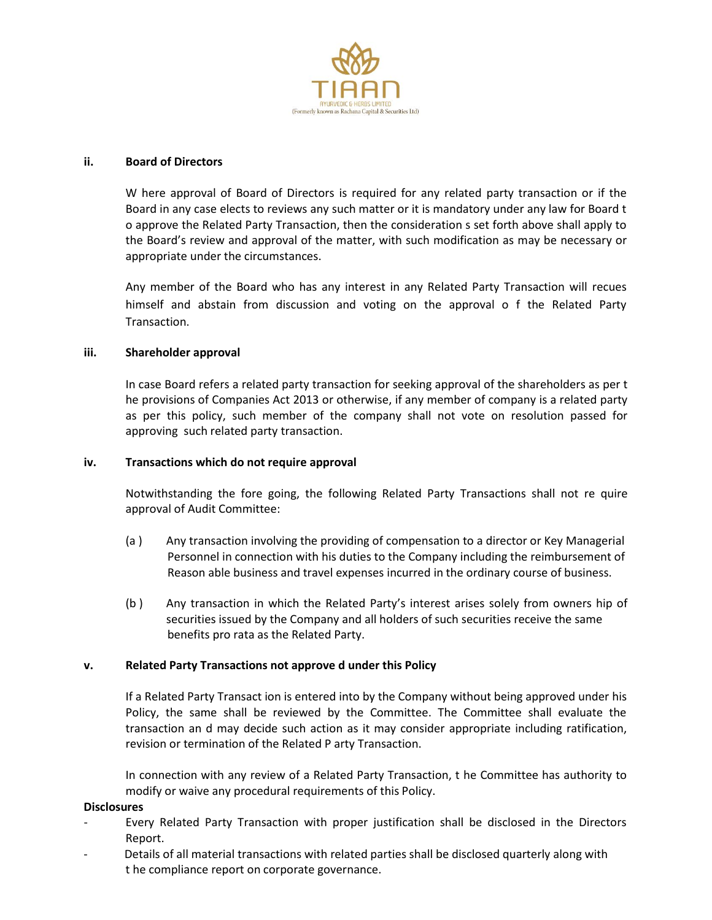### ii. Board of Directors

W here approval of Board of Directors is required for any related party transaction or if the Board in any case elects to reviews any such matter or it is mandatory under any law for Board t o approve the Related Party Transaction, then the consideration s set forth above shall apply to the Board's review and approval of the matter, with such modification as may be necessary or appropriate under the circumstances.

Any member of the Board who has any interest in any Related Party Transaction will recues himself and abstain from discussion and voting on the approval o f the Related Party Transaction.

### iii. Shareholder approval

In case Board refers a related party transaction for seeking approval of the shareholders as per t he provisions of Companies Act 2013 or otherwise, if any member of company is a related party as per this policy, such member of the company shall not vote on resolution passed for approving such related party transaction.

### iv. Transactions which do not require approval

Notwithstanding the fore going, the following Related Party Transactions shall not re quire approval of Audit Committee:

(a ) Any transaction involving the providing of compensation to a director or Key Managerial Personnel in connection with his duties to the Company including the reimbursement of Reason able business and travel expenses incurred in the ordinary course of business.

(b ) Any transaction in which the Related Party's interest arises solely from owners hip of securities issued by the Company and all holders of such securities receive the same benefits pro rata as the Related Party.

### v. Related Party Transactions not approve d under this Policy

If a Related Party Transact ion is entered into by the Company without being approved under his Policy, the same shall be reviewed by the Committee. The Committee shall evaluate the transaction an d may decide such action as it may consider appropriate including ratification, revision or termination of the Related P arty Transaction.

In connection with any review of a Related Party Transaction, t he Committee has authority to modify or waive any procedural requirements of this Policy.

**Disclosures**

- Every Related Party Transaction with proper justification shall be disclosed in the Directors Report.
- Details of all material transactions with related parties shall be disclosed quarterly along with t he compliance report on corporate governance.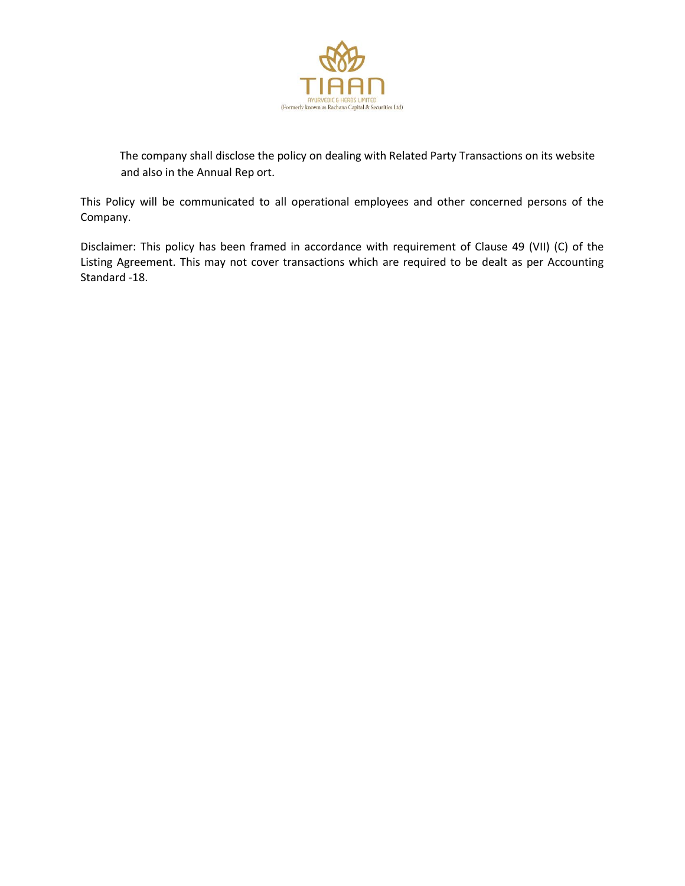The company shall disclose the policy on dealing with Related Party Transactions on its website and also in the Annual Rep ort.

This Policy will be communicated to all operational employees and other concerned persons of the Company.

Disclaimer: This policy has been framed in accordance with requirement of Clause 49 (VII) (C) of the Listing Agreement. This may not cover transactions which are required to be dealt as per Accounting Standard -18.